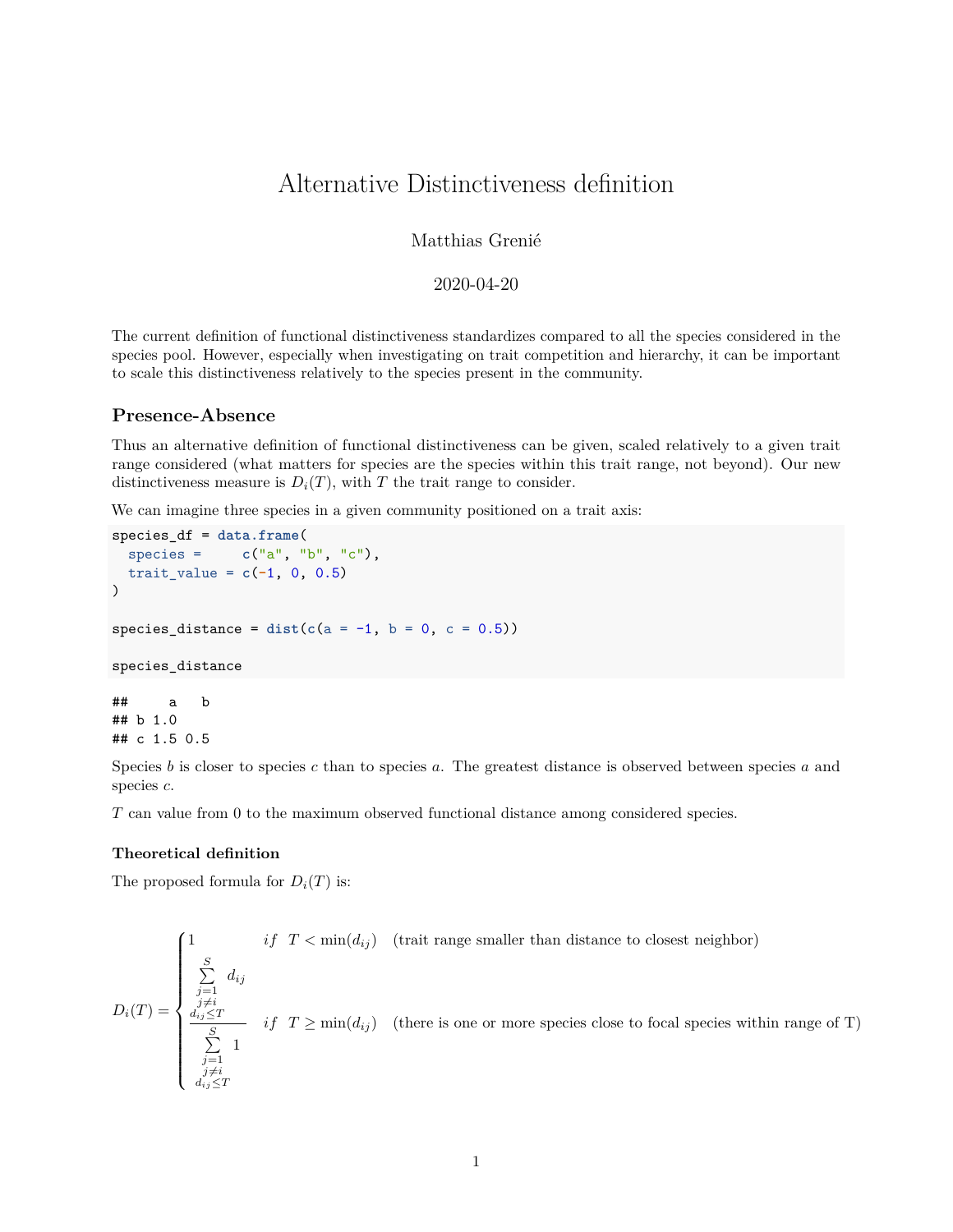# Alternative Distinctiveness definition

Matthias Grenié

2020-04-20

The current definition of functional distinctiveness standardizes compared to all the species considered in the species pool. However, especially when investigating on trait competition and hierarchy, it can be important to scale this distinctiveness relatively to the species present in the community.

## Presence-Absence

Thus an alternative definition of functional distinctiveness can be given, scaled relatively to a given trait range considered (what matters for species are the species within this trait range, not beyond). Our new distinctiveness measure is $D_i(T)$, with $T$ the trait range to consider.

We can imagine three species in a given community positioned on a trait axis:

```
species_df = data.frame(
  species =     c("a", "b", "c"),
  trait_value = c(-1, 0, 0.5)
)

species_distance = dist(c(a = -1, b = 0, c = 0.5))

species_distance
```

```
##     a   b
## b 1.0
## c 1.5 0.5
```

Species *b* is closer to species *c* than to species *a*. The greatest distance is observed between species *a* and species *c*.

$T$ can value from 0 to the maximum observed functional distance among considered species.

### Theoretical definition

The proposed formula for $D_i(T)$ is:

$$
D_i(T) = \begin{cases} 1 & if \quad T < \min(d_{ij}) \quad \text{(trait range smaller than distance to closest neighbor)} \\ \dfrac{\sum\limits_{\substack{j=1 \\ j \neq i \\ d_{ij} \leq T}}^{S} d_{ij}}{\sum\limits_{\substack{j=1 \\ j \neq i \\ d_{ij} \leq T}}^{S} 1} & if \quad T \geq \min(d_{ij}) \quad \text{(there is one or more species close to focal species within range of T)} \end{cases}
$$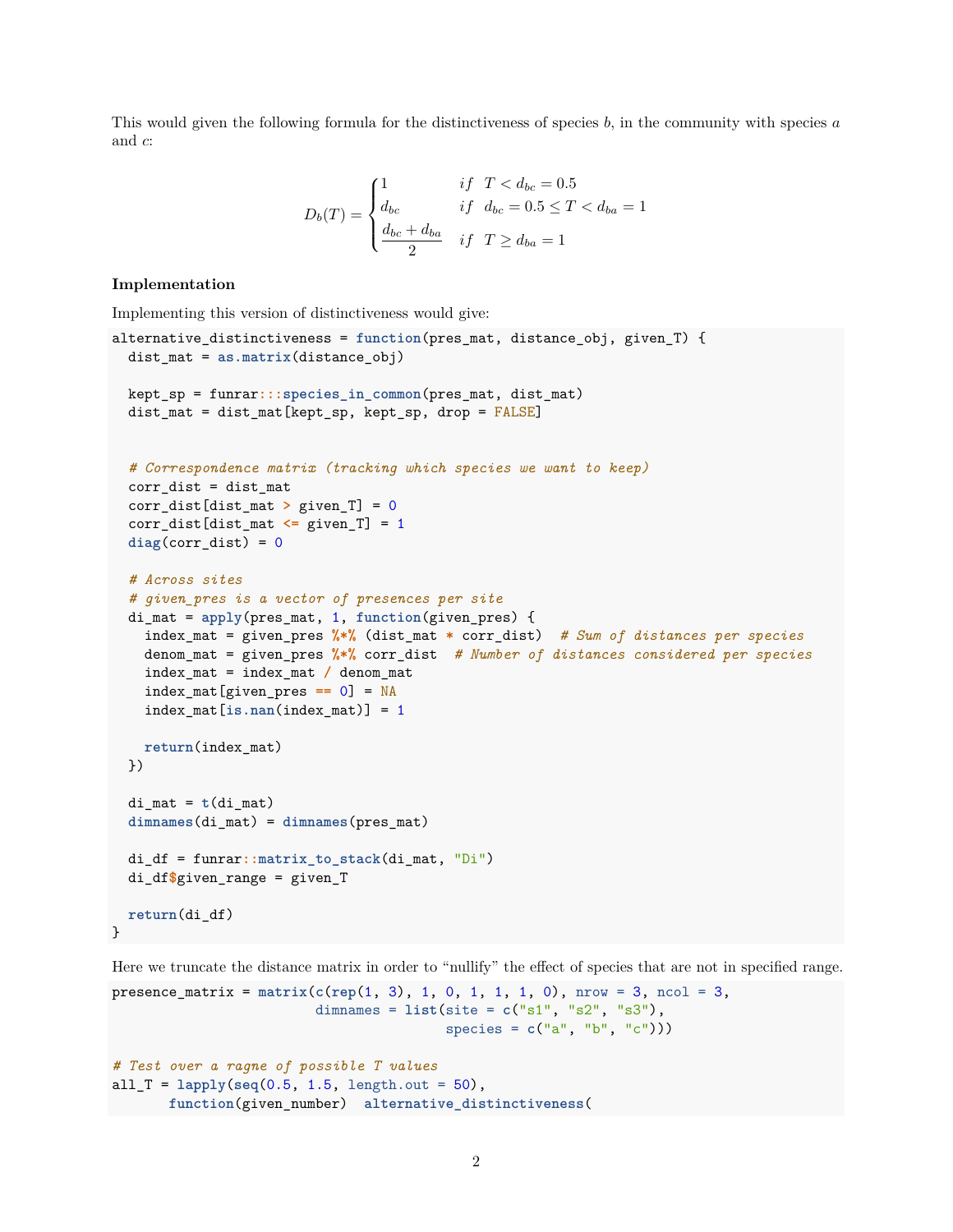This would given the following formula for the distinctiveness of species $b$, in the community with species $a$ and $c$:

$$D_b(T) = \begin{cases} 1 & if \quad T < d_{bc} = 0.5 \\ d_{bc} & if \quad d_{bc} = 0.5 \leq T < d_{ba} = 1 \\ \dfrac{d_{bc} + d_{ba}}{2} & if \quad T \geq d_{ba} = 1 \end{cases}$$

**Implementation**

Implementing this version of distinctiveness would give:

```
alternative_distinctiveness = function(pres_mat, distance_obj, given_T) {
  dist_mat = as.matrix(distance_obj)

  kept_sp = funrar:::species_in_common(pres_mat, dist_mat)
  dist_mat = dist_mat[kept_sp, kept_sp, drop = FALSE]


  # Correspondence matrix (tracking which species we want to keep)
  corr_dist = dist_mat
  corr_dist[dist_mat > given_T] = 0
  corr_dist[dist_mat <= given_T] = 1
  diag(corr_dist) = 0

  # Across sites
  # given_pres is a vector of presences per site
  di_mat = apply(pres_mat, 1, function(given_pres) {
    index_mat = given_pres %*% (dist_mat * corr_dist)  # Sum of distances per species
    denom_mat = given_pres %*% corr_dist  # Number of distances considered per species
    index_mat = index_mat / denom_mat
    index_mat[given_pres == 0] = NA
    index_mat[is.nan(index_mat)] = 1

    return(index_mat)
  })

  di_mat = t(di_mat)
  dimnames(di_mat) = dimnames(pres_mat)

  di_df = funrar::matrix_to_stack(di_mat, "Di")
  di_df$given_range = given_T

  return(di_df)
}
```

Here we truncate the distance matrix in order to "nullify" the effect of species that are not in specified range.

```
presence_matrix = matrix(c(rep(1, 3), 1, 0, 1, 1, 1, 0), nrow = 3, ncol = 3,
                         dimnames = list(site = c("s1", "s2", "s3"),
                                         species = c("a", "b", "c")))

# Test over a ragne of possible T values
all_T = lapply(seq(0.5, 1.5, length.out = 50),
       function(given_number)  alternative_distinctiveness(
```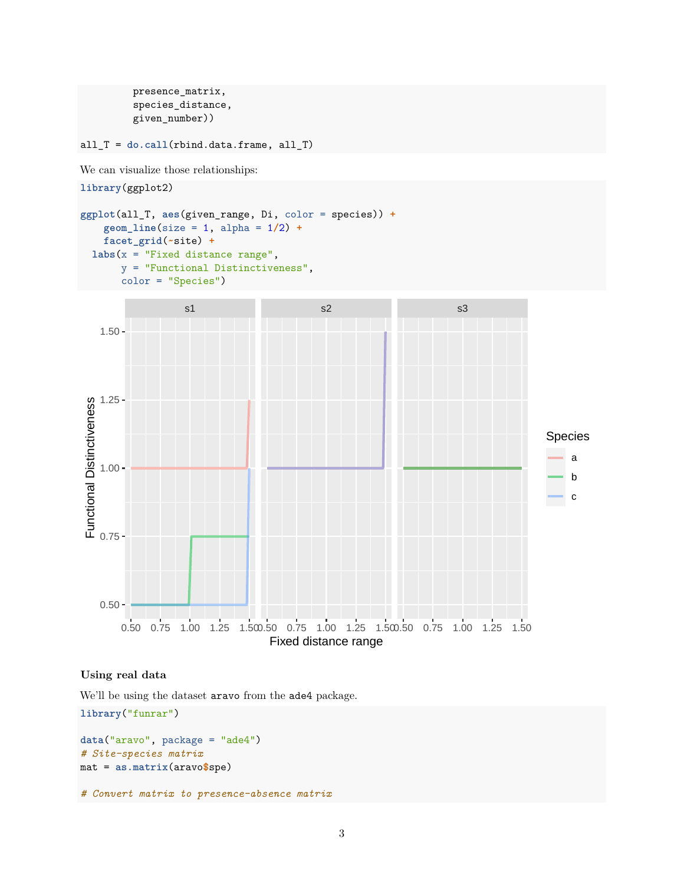```
         presence_matrix,
         species_distance,
         given_number))

all_T = do.call(rbind.data.frame, all_T)
```

We can visualize those relationships:

```
library(ggplot2)

ggplot(all_T, aes(given_range, Di, color = species)) +
    geom_line(size = 1, alpha = 1/2) +
    facet_grid(~site) +
  labs(x = "Fixed distance range",
       y = "Functional Distinctiveness",
       color = "Species")
```

### Using real data

We'll be using the dataset `aravo` from the `ade4` package.

```
library("funrar")

data("aravo", package = "ade4")
# Site-species matrix
mat = as.matrix(aravo$spe)

# Convert matrix to presence-absence matrix
```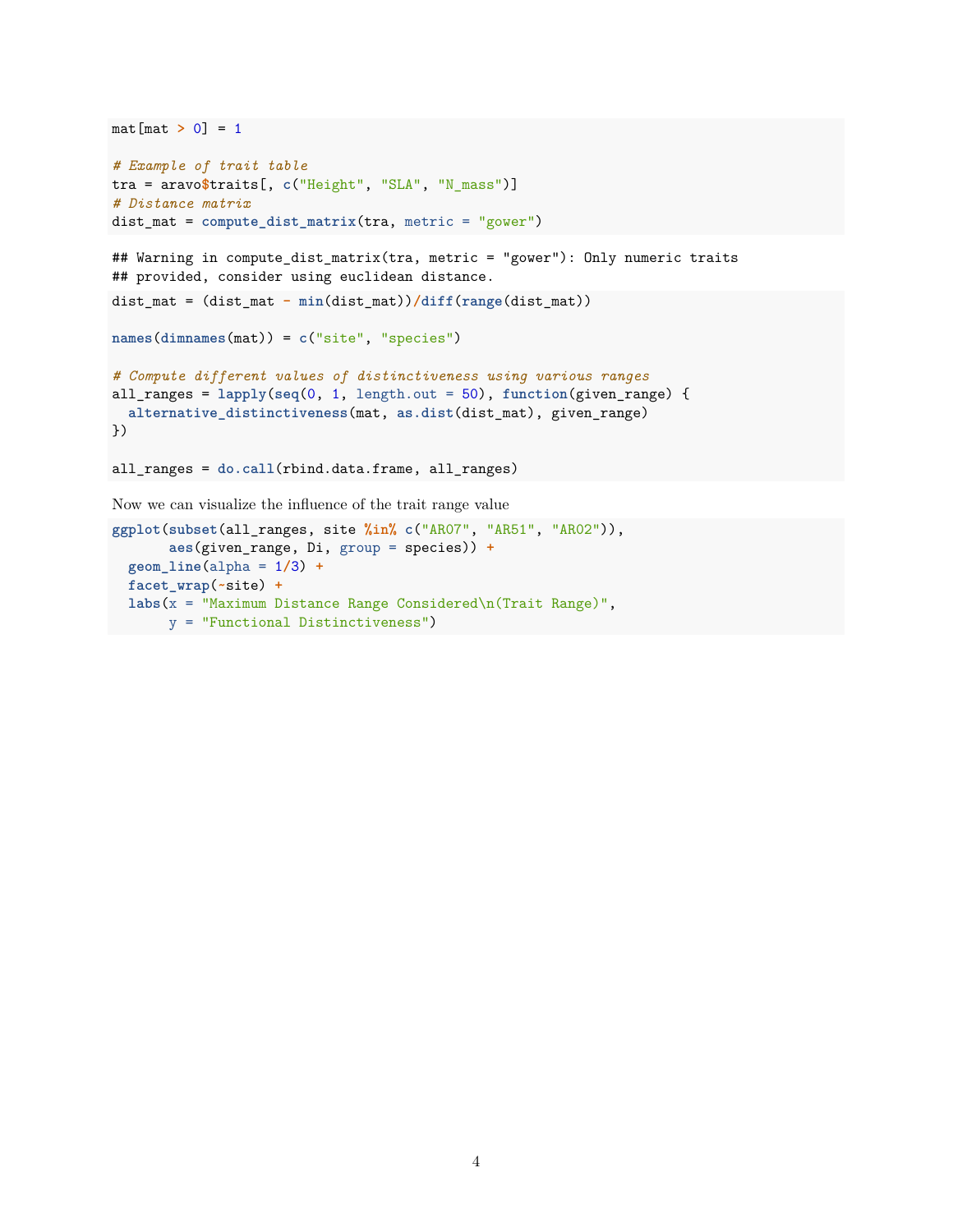```r
mat[mat > 0] = 1

# Example of trait table
tra = aravo$traits[, c("Height", "SLA", "N_mass")]
# Distance matrix
dist_mat = compute_dist_matrix(tra, metric = "gower")
```

```
## Warning in compute_dist_matrix(tra, metric = "gower"): Only numeric traits
## provided, consider using euclidean distance.
```

```r
dist_mat = (dist_mat - min(dist_mat))/diff(range(dist_mat))

names(dimnames(mat)) = c("site", "species")

# Compute different values of distinctiveness using various ranges
all_ranges = lapply(seq(0, 1, length.out = 50), function(given_range) {
  alternative_distinctiveness(mat, as.dist(dist_mat), given_range)
})

all_ranges = do.call(rbind.data.frame, all_ranges)
```

Now we can visualize the influence of the trait range value

```r
ggplot(subset(all_ranges, site %in% c("AR07", "AR51", "AR02")),
       aes(given_range, Di, group = species)) +
  geom_line(alpha = 1/3) +
  facet_wrap(~site) +
  labs(x = "Maximum Distance Range Considered\n(Trait Range)",
       y = "Functional Distinctiveness")
```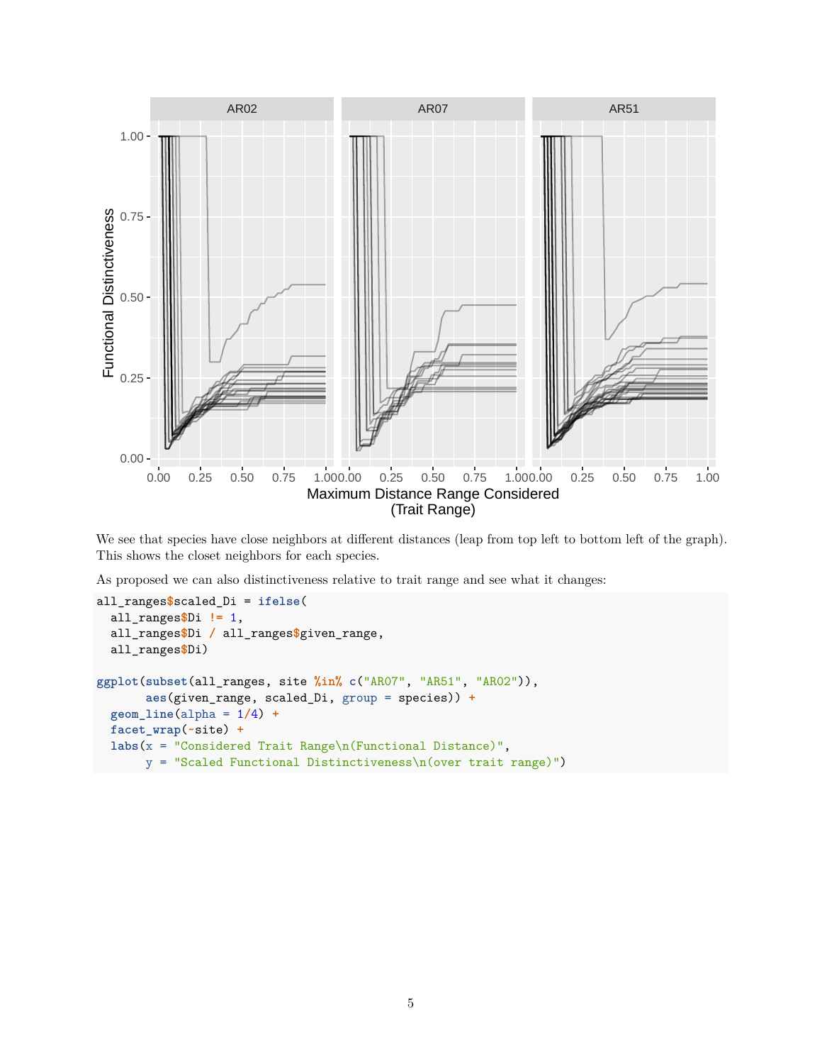We see that species have close neighbors at different distances (leap from top left to bottom left of the graph). This shows the closet neighbors for each species.

As proposed we can also distinctiveness relative to trait range and see what it changes:

```
all_ranges$scaled_Di = ifelse(
  all_ranges$Di != 1,
  all_ranges$Di / all_ranges$given_range,
  all_ranges$Di)

ggplot(subset(all_ranges, site %in% c("AR07", "AR51", "AR02")),
       aes(given_range, scaled_Di, group = species)) +
  geom_line(alpha = 1/4) +
  facet_wrap(~site) +
  labs(x = "Considered Trait Range\n(Functional Distance)",
       y = "Scaled Functional Distinctiveness\n(over trait range)")
```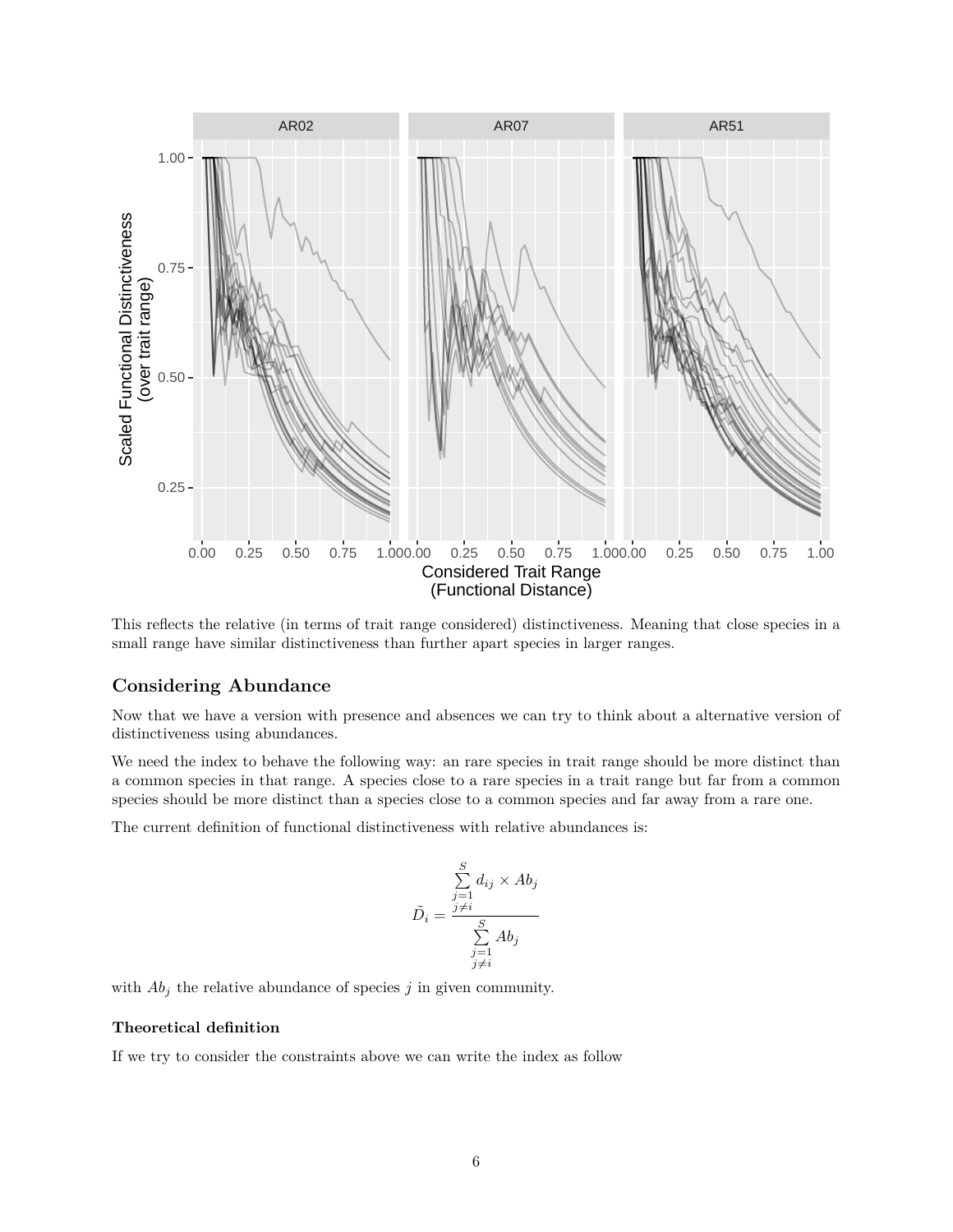This reflects the relative (in terms of trait range considered) distinctiveness. Meaning that close species in a small range have similar distinctiveness than further apart species in larger ranges.

## Considering Abundance

Now that we have a version with presence and absences we can try to think about a alternative version of distinctiveness using abundances.

We need the index to behave the following way: an rare species in trait range should be more distinct than a common species in that range. A species close to a rare species in a trait range but far from a common species should be more distinct than a species close to a common species and far away from a rare one.

The current definition of functional distinctiveness with relative abundances is:

$$\tilde{D_i} = \frac{\sum\limits_{\substack{j=1 \\ j \neq i}}^{S} d_{ij} \times Ab_j}{\sum\limits_{\substack{j=1 \\ j \neq i}}^{S} Ab_j}$$

with $Ab_j$ the relative abundance of species $j$ in given community.

#### Theoretical definition

If we try to consider the constraints above we can write the index as follow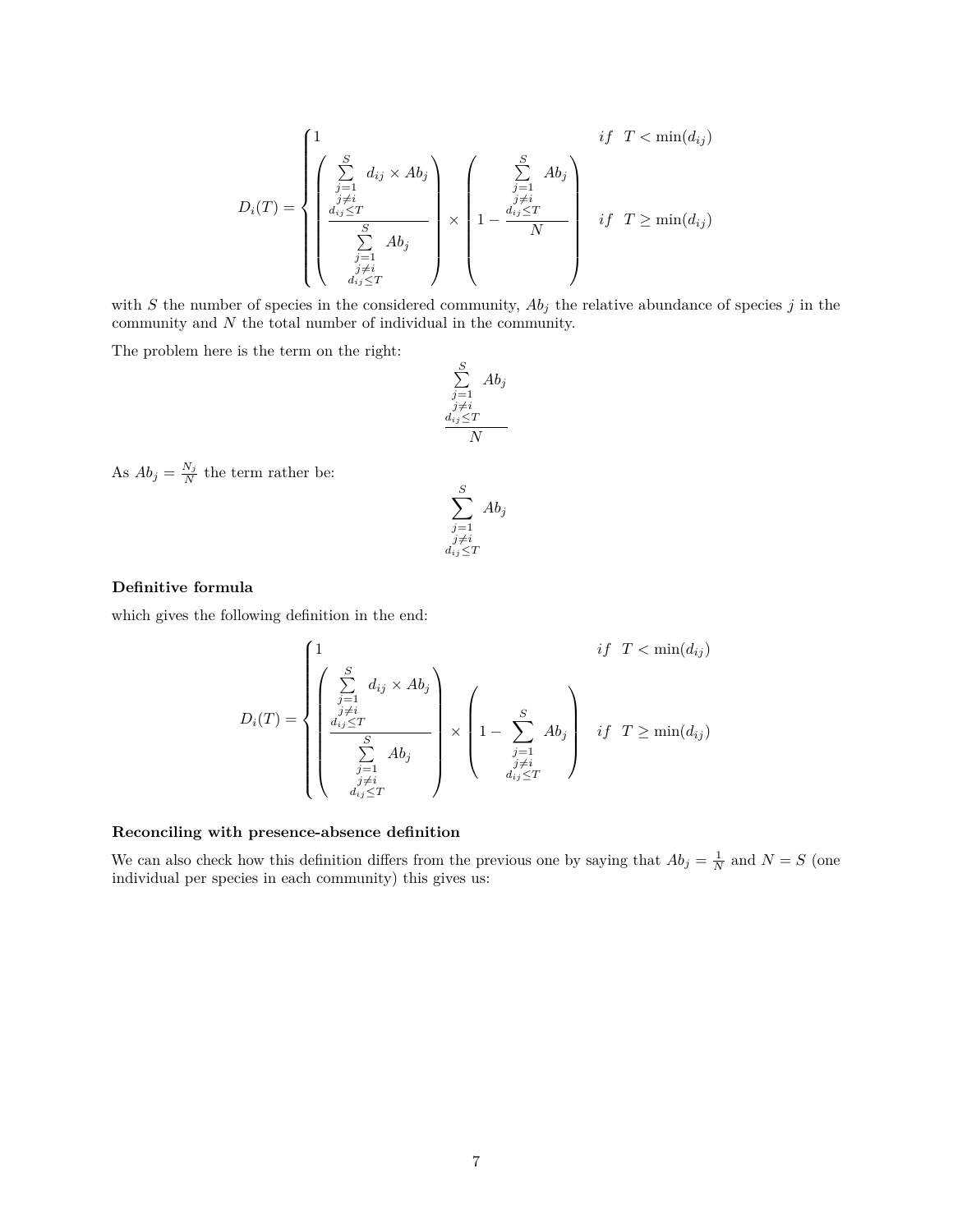$$
D_i(T) = \begin{cases} 1 & if \quad T < \min(d_{ij}) \\ \left( \dfrac{\sum\limits_{\substack{j=1 \\ j \neq i \\ d_{ij} \leq T}}^{S} d_{ij} \times Ab_j}{\sum\limits_{\substack{j=1 \\ j \neq i \\ d_{ij} \leq T}}^{S} Ab_j} \right) \times \left( 1 - \dfrac{\sum\limits_{\substack{j=1 \\ j \neq i \\ d_{ij} \leq T}}^{S} Ab_j}{N} \right) & if \quad T \geq \min(d_{ij}) \end{cases}
$$

with $S$ the number of species in the considered community, $Ab_j$ the relative abundance of species $j$ in the community and $N$ the total number of individual in the community.

The problem here is the term on the right:

$$
\dfrac{\sum\limits_{\substack{j=1 \\ j \neq i \\ d_{ij} \leq T}}^{S} Ab_j}{N}
$$

As $Ab_j = \frac{N_j}{N}$ the term rather be:

$$
\sum_{\substack{j=1 \\ j \neq i \\ d_{ij} \leq T}}^{S} Ab_j
$$

### Definitive formula

which gives the following definition in the end:

$$
D_i(T) = \begin{cases} 1 & if \quad T < \min(d_{ij}) \\ \left( \dfrac{\sum\limits_{\substack{j=1 \\ j \neq i \\ d_{ij} \leq T}}^{S} d_{ij} \times Ab_j}{\sum\limits_{\substack{j=1 \\ j \neq i \\ d_{ij} \leq T}}^{S} Ab_j} \right) \times \left( 1 - \sum\limits_{\substack{j=1 \\ j \neq i \\ d_{ij} \leq T}}^{S} Ab_j \right) & if \quad T \geq \min(d_{ij}) \end{cases}
$$

### Reconciling with presence-absence definition

We can also check how this definition differs from the previous one by saying that $Ab_j = \frac{1}{N}$ and $N = S$ (one individual per species in each community) this gives us: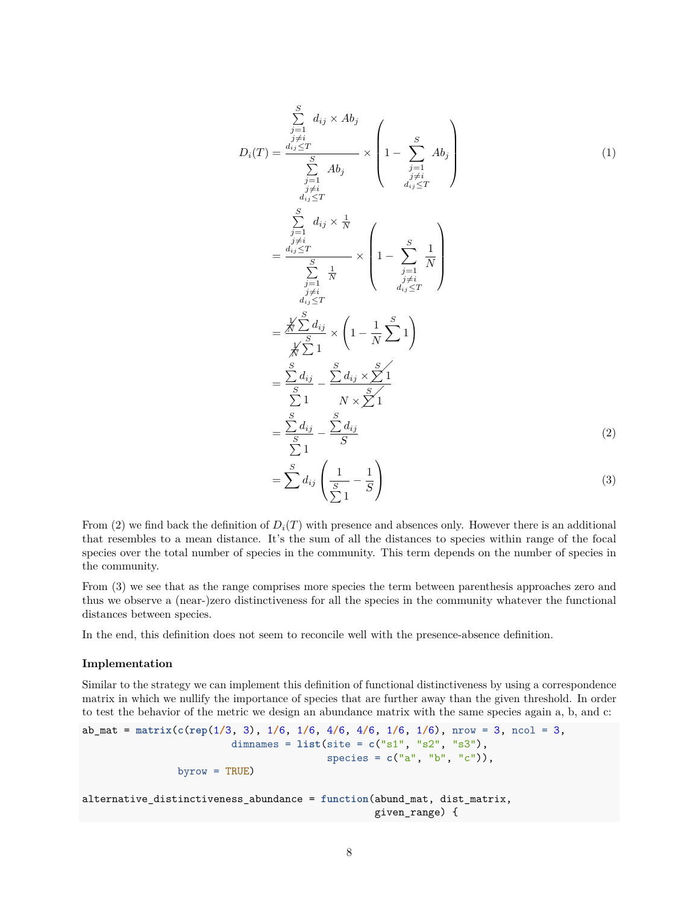$$
\begin{aligned}
D_i(T) &= \frac{\sum\limits_{\substack{j=1 \\ j\neq i \\ d_{ij}\leq T}}^{S} d_{ij} \times Ab_j}{\sum\limits_{\substack{j=1 \\ j\neq i \\ d_{ij}\leq T}}^{S} Ab_j} \times \left(1 - \sum\limits_{\substack{j=1 \\ j\neq i \\ d_{ij}\leq T}}^{S} Ab_j\right) && (1) \\
&= \frac{\sum\limits_{\substack{j=1 \\ j\neq i \\ d_{ij}\leq T}}^{S} d_{ij} \times \frac{1}{N}}{\sum\limits_{\substack{j=1 \\ j\neq i \\ d_{ij}\leq T}}^{S} \frac{1}{N}} \times \left(1 - \sum\limits_{\substack{j=1 \\ j\neq i \\ d_{ij}\leq T}}^{S} \frac{1}{N}\right) \\
&= \frac{\cancel{\frac{1}{N}}\sum^{S} d_{ij}}{\cancel{\frac{1}{N}}\sum^{S} 1} \times \left(1 - \frac{1}{N}\sum^{S} 1\right) \\
&= \frac{\sum^{S} d_{ij}}{\sum^{S} 1} - \frac{\sum^{S} d_{ij} \times \cancel{\sum^{S} 1}}{N \times \cancel{\sum^{S} 1}} \\
&= \frac{\sum^{S} d_{ij}}{\sum^{S} 1} - \frac{\sum^{S} d_{ij}}{S} && (2) \\
&= \sum^{S} d_{ij} \left(\frac{1}{\sum^{S} 1} - \frac{1}{S}\right) && (3)
\end{aligned}
$$

From (2) we find back the definition of $D_i(T)$ with presence and absences only. However there is an additional that resembles to a mean distance. It's the sum of all the distances to species within range of the focal species over the total number of species in the community. This term depends on the number of species in the community.

From (3) we see that as the range comprises more species the term between parenthesis approaches zero and thus we observe a (near-)zero distinctiveness for all the species in the community whatever the functional distances between species.

In the end, this definition does not seem to reconcile well with the presence-absence definition.

#### Implementation

Similar to the strategy we can implement this definition of functional distinctiveness by using a correspondence matrix in which we nullify the importance of species that are further away than the given threshold. In order to test the behavior of the metric we design an abundance matrix with the same species again a, b, and c:

```
ab_mat = matrix(c(rep(1/3, 3), 1/6, 1/6, 4/6, 4/6, 1/6, 1/6), nrow = 3, ncol = 3,
                         dimnames = list(site = c("s1", "s2", "s3"),
                                         species = c("a", "b", "c")),
                byrow = TRUE)

alternative_distinctiveness_abundance = function(abund_mat, dist_matrix,
                                                  given_range) {
```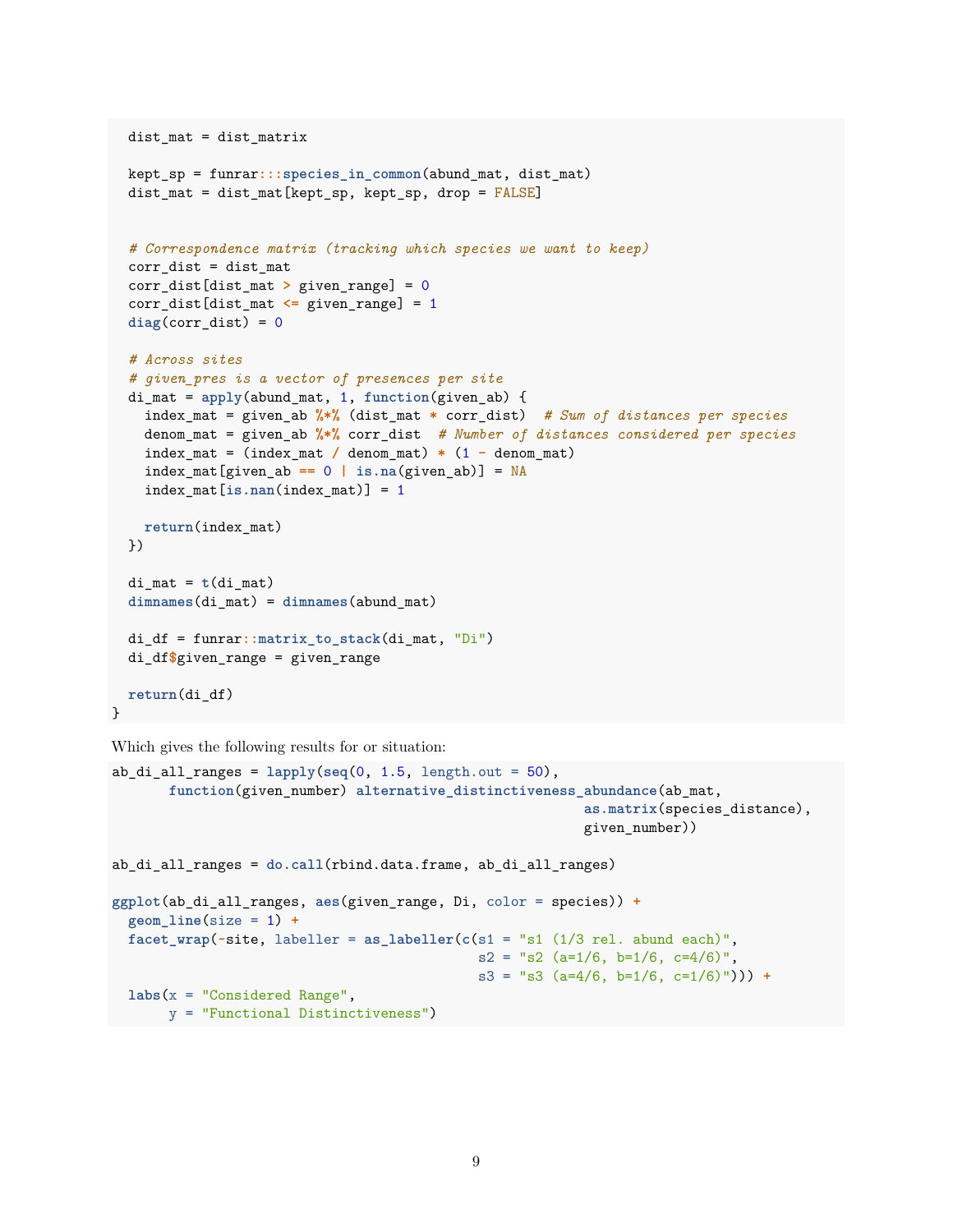```r
  dist_mat = dist_matrix

  kept_sp = funrar:::species_in_common(abund_mat, dist_mat)
  dist_mat = dist_mat[kept_sp, kept_sp, drop = FALSE]


  # Correspondence matrix (tracking which species we want to keep)
  corr_dist = dist_mat
  corr_dist[dist_mat > given_range] = 0
  corr_dist[dist_mat <= given_range] = 1
  diag(corr_dist) = 0

  # Across sites
  # given_pres is a vector of presences per site
  di_mat = apply(abund_mat, 1, function(given_ab) {
    index_mat = given_ab %*% (dist_mat * corr_dist)  # Sum of distances per species
    denom_mat = given_ab %*% corr_dist  # Number of distances considered per species
    index_mat = (index_mat / denom_mat) * (1 - denom_mat)
    index_mat[given_ab == 0 | is.na(given_ab)] = NA
    index_mat[is.nan(index_mat)] = 1

    return(index_mat)
  })

  di_mat = t(di_mat)
  dimnames(di_mat) = dimnames(abund_mat)

  di_df = funrar::matrix_to_stack(di_mat, "Di")
  di_df$given_range = given_range

  return(di_df)
}
```

Which gives the following results for or situation:

```r
ab_di_all_ranges = lapply(seq(0, 1.5, length.out = 50),
       function(given_number) alternative_distinctiveness_abundance(ab_mat,
                                                          as.matrix(species_distance),
                                                          given_number))

ab_di_all_ranges = do.call(rbind.data.frame, ab_di_all_ranges)

ggplot(ab_di_all_ranges, aes(given_range, Di, color = species)) +
  geom_line(size = 1) +
  facet_wrap(~site, labeller = as_labeller(c(s1 = "s1 (1/3 rel. abund each)",
                                            s2 = "s2 (a=1/6, b=1/6, c=4/6)",
                                            s3 = "s3 (a=4/6, b=1/6, c=1/6)"))) +
  labs(x = "Considered Range",
       y = "Functional Distinctiveness")
```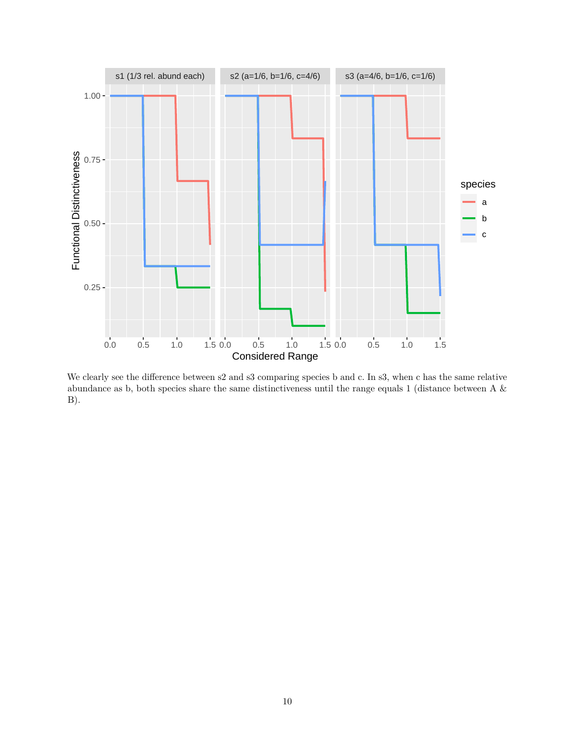s1 (1/3 rel. abund each)
s2 (a=1/6, b=1/6, c=4/6)
s3 (a=4/6, b=1/6, c=1/6)

Functional Distinctiveness

1.00
0.75
0.50
0.25

0.0 0.5 1.0 1.5 0.0 0.5 1.0 1.5 0.0 0.5 1.0 1.5

Considered Range

species
a
b
c

We clearly see the difference between s2 and s3 comparing species b and c. In s3, when c has the same relative abundance as b, both species share the same distinctiveness until the range equals 1 (distance between A & B).